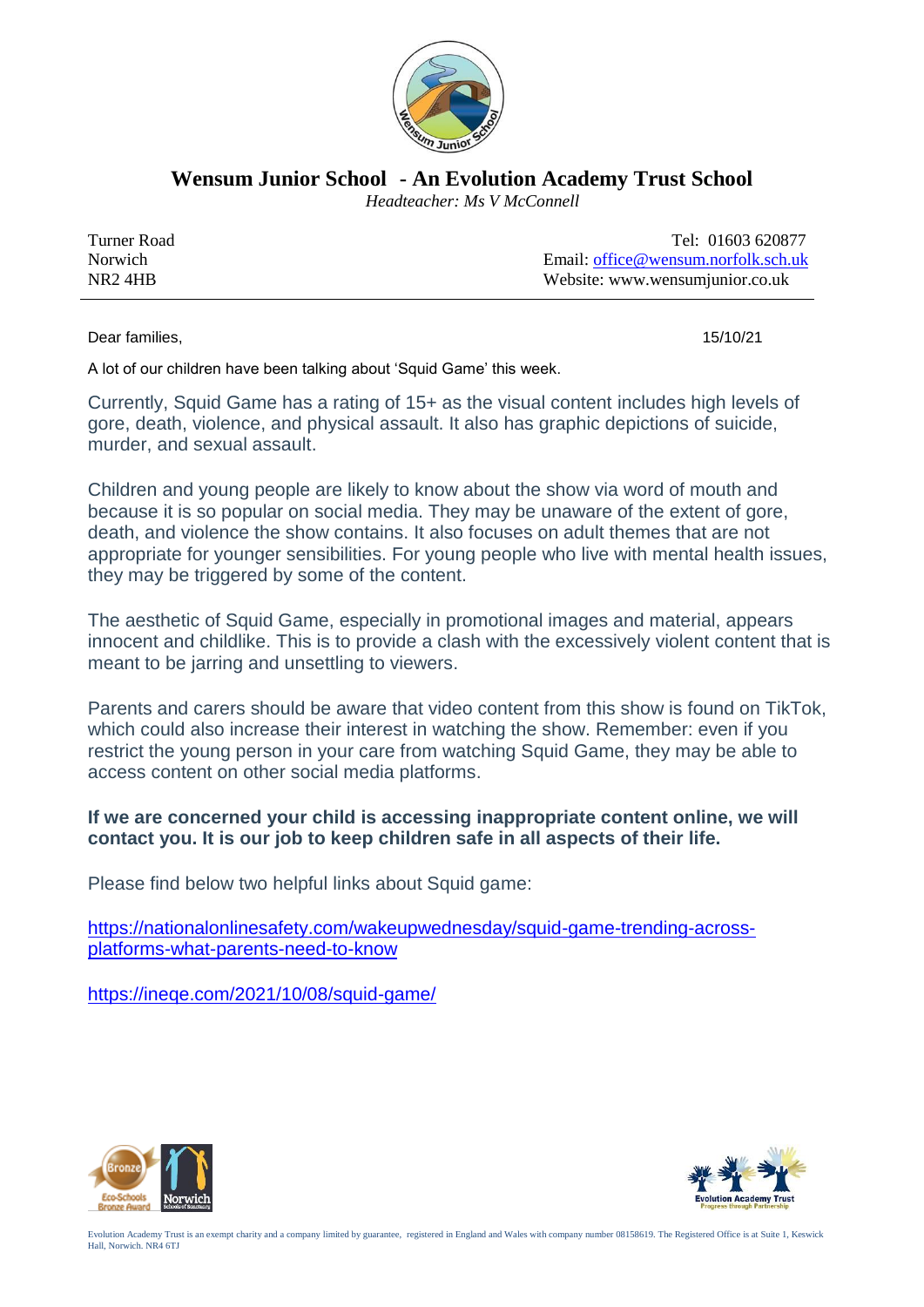# Wensum Junior School - An Evolution Academy Trust School

*Headteacher: Ms V McConnell*

Turner Road
Norwich
NR2 4HB

Tel: 01603 620877
Email: office@wensum.norfolk.sch.uk
Website: www.wensumjunior.co.uk

---

Dear families,

15/10/21

A lot of our children have been talking about 'Squid Game' this week.

Currently, Squid Game has a rating of 15+ as the visual content includes high levels of gore, death, violence, and physical assault. It also has graphic depictions of suicide, murder, and sexual assault.

Children and young people are likely to know about the show via word of mouth and because it is so popular on social media. They may be unaware of the extent of gore, death, and violence the show contains. It also focuses on adult themes that are not appropriate for younger sensibilities. For young people who live with mental health issues, they may be triggered by some of the content.

The aesthetic of Squid Game, especially in promotional images and material, appears innocent and childlike. This is to provide a clash with the excessively violent content that is meant to be jarring and unsettling to viewers.

Parents and carers should be aware that video content from this show is found on TikTok, which could also increase their interest in watching the show. Remember: even if you restrict the young person in your care from watching Squid Game, they may be able to access content on other social media platforms.

**If we are concerned your child is accessing inappropriate content online, we will contact you. It is our job to keep children safe in all aspects of their life.**

Please find below two helpful links about Squid game:

https://nationalonlinesafety.com/wakeupwednesday/squid-game-trending-across-platforms-what-parents-need-to-know

https://ineqe.com/2021/10/08/squid-game/

Evolution Academy Trust is an exempt charity and a company limited by guarantee, registered in England and Wales with company number 08158619. The Registered Office is at Suite 1, Keswick Hall, Norwich. NR4 6TJ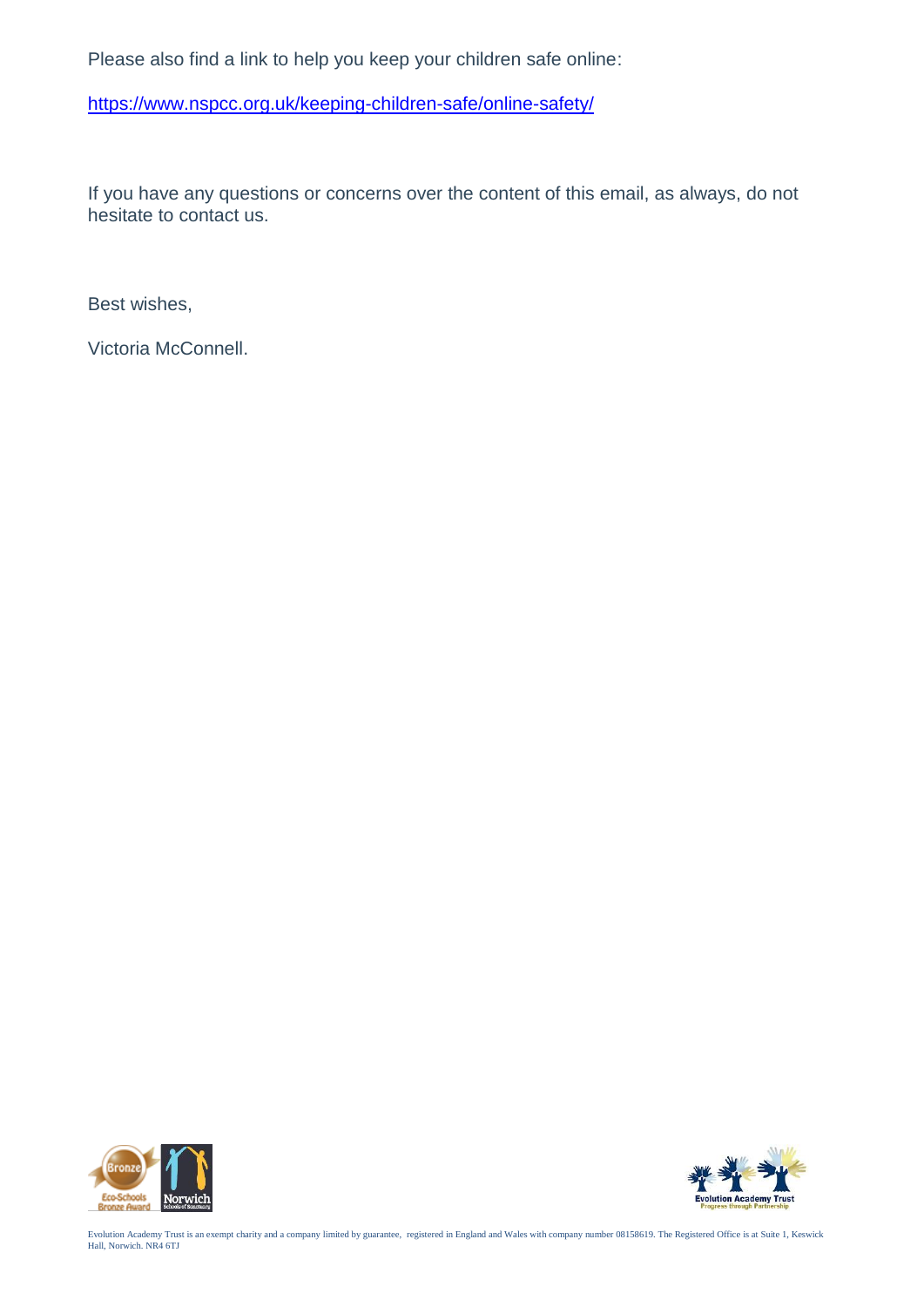Please also find a link to help you keep your children safe online:

https://www.nspcc.org.uk/keeping-children-safe/online-safety/

If you have any questions or concerns over the content of this email, as always, do not hesitate to contact us.

Best wishes,

Victoria McConnell.

Evolution Academy Trust is an exempt charity and a company limited by guarantee, registered in England and Wales with company number 08158619. The Registered Office is at Suite 1, Keswick Hall, Norwich. NR4 6TJ